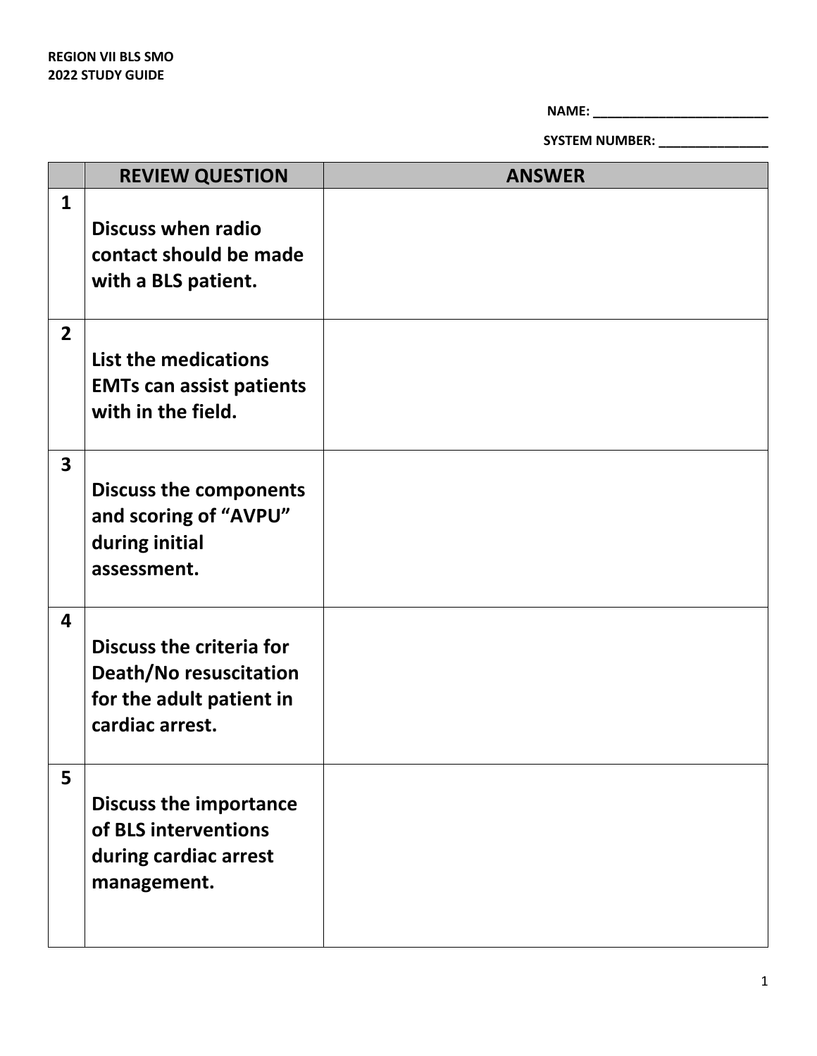**REGION VII BLS SMO**
**2022 STUDY GUIDE**

**NAME: ________________________**

**SYSTEM NUMBER: _______________**

| | REVIEW QUESTION | ANSWER |
|---|---|---|
| 1 | **Discuss when radio contact should be made with a BLS patient.** | |
| 2 | **List the medications EMTs can assist patients with in the field.** | |
| 3 | **Discuss the components and scoring of "AVPU" during initial assessment.** | |
| 4 | **Discuss the criteria for Death/No resuscitation for the adult patient in cardiac arrest.** | |
| 5 | **Discuss the importance of BLS interventions during cardiac arrest management.** | |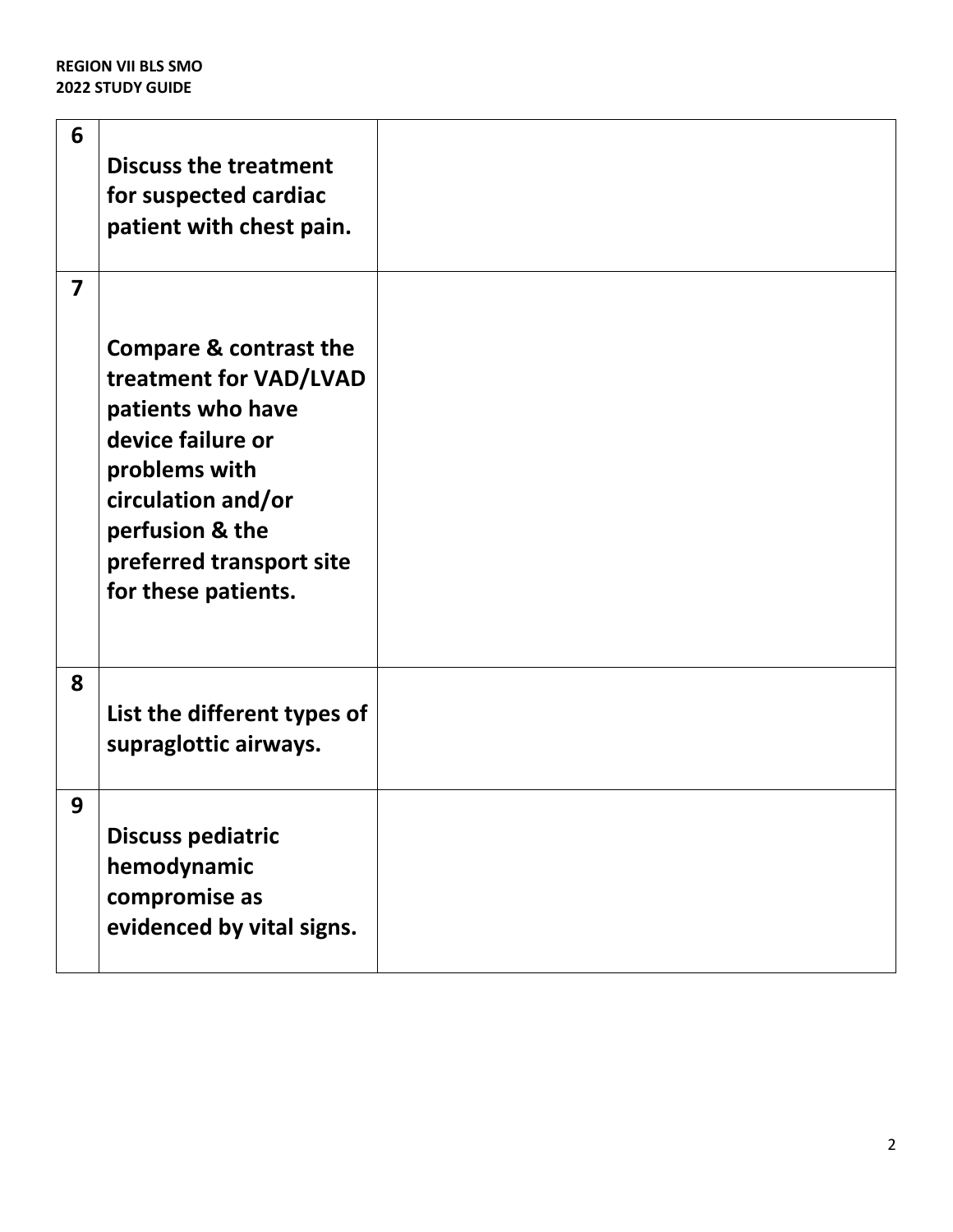| 6 | **Discuss the treatment for suspected cardiac patient with chest pain.** | |
|---|---|---|
| 7 | **Compare & contrast the treatment for VAD/LVAD patients who have device failure or problems with circulation and/or perfusion & the preferred transport site for these patients.** | |
| 8 | **List the different types of supraglottic airways.** | |
| 9 | **Discuss pediatric hemodynamic compromise as evidenced by vital signs.** | |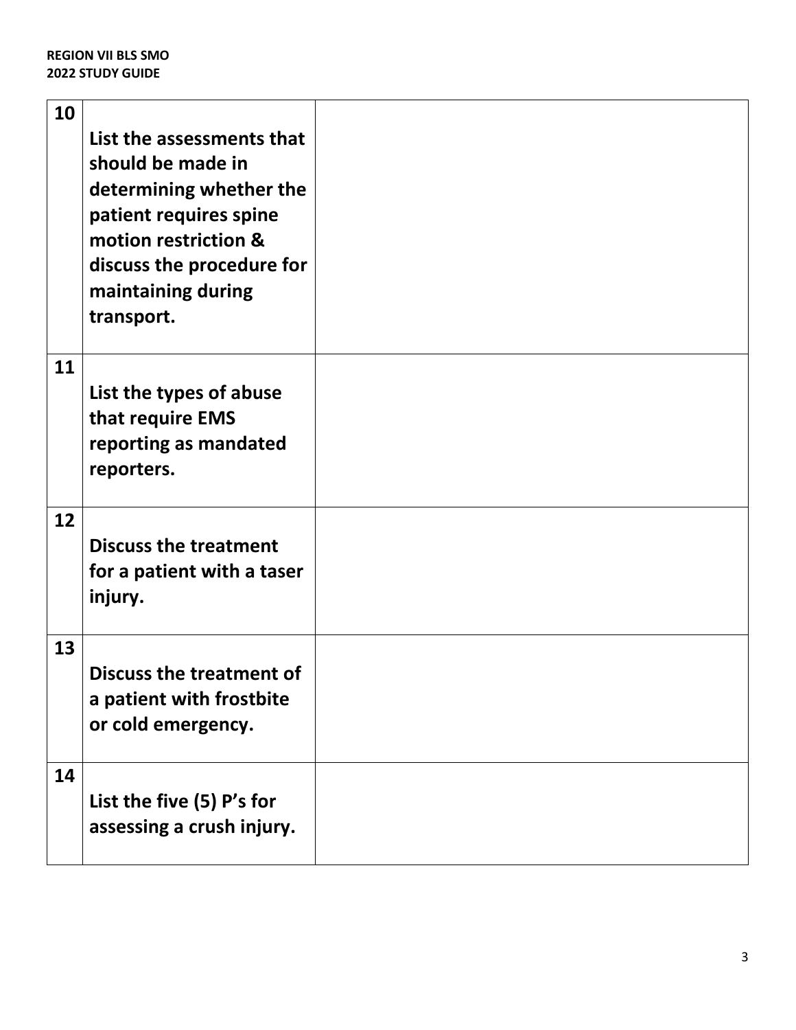| 10 | List the assessments that should be made in determining whether the patient requires spine motion restriction & discuss the procedure for maintaining during transport. | |
|---|---|---|
| 11 | List the types of abuse that require EMS reporting as mandated reporters. | |
| 12 | Discuss the treatment for a patient with a taser injury. | |
| 13 | Discuss the treatment of a patient with frostbite or cold emergency. | |
| 14 | List the five (5) P's for assessing a crush injury. | |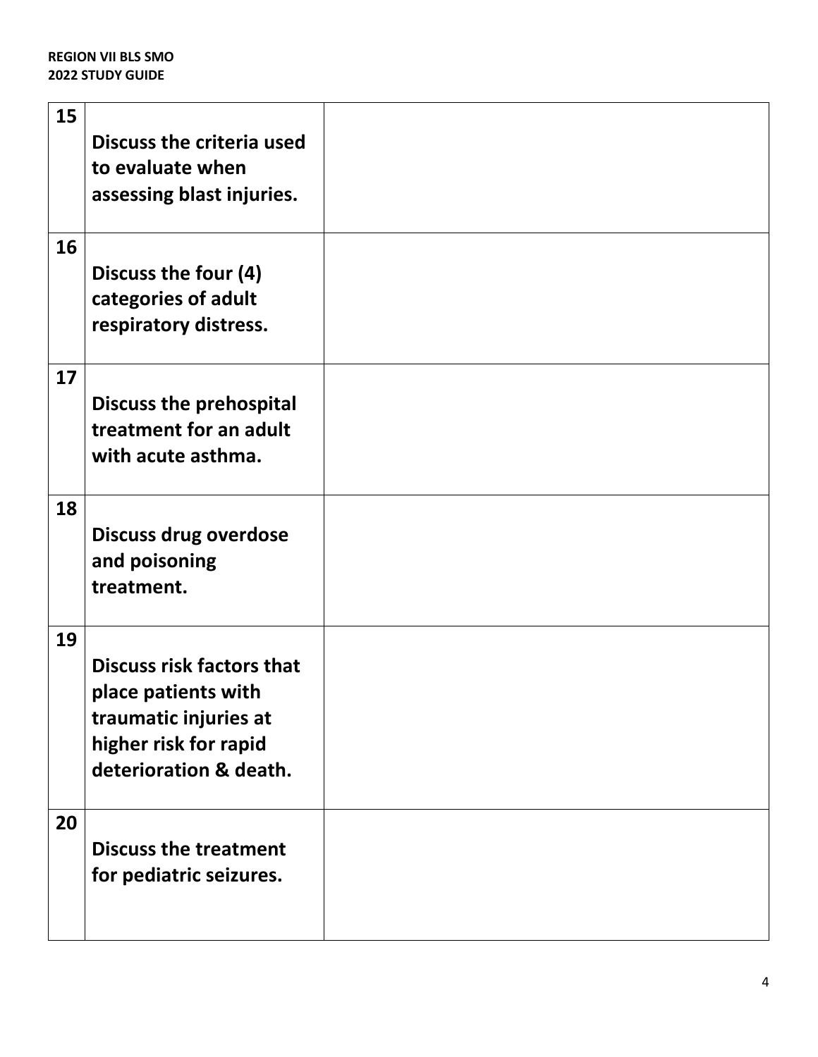| 15 | **Discuss the criteria used to evaluate when assessing blast injuries.** | |
|---|---|---|
| 16 | **Discuss the four (4) categories of adult respiratory distress.** | |
| 17 | **Discuss the prehospital treatment for an adult with acute asthma.** | |
| 18 | **Discuss drug overdose and poisoning treatment.** | |
| 19 | **Discuss risk factors that place patients with traumatic injuries at higher risk for rapid deterioration & death.** | |
| 20 | **Discuss the treatment for pediatric seizures.** | |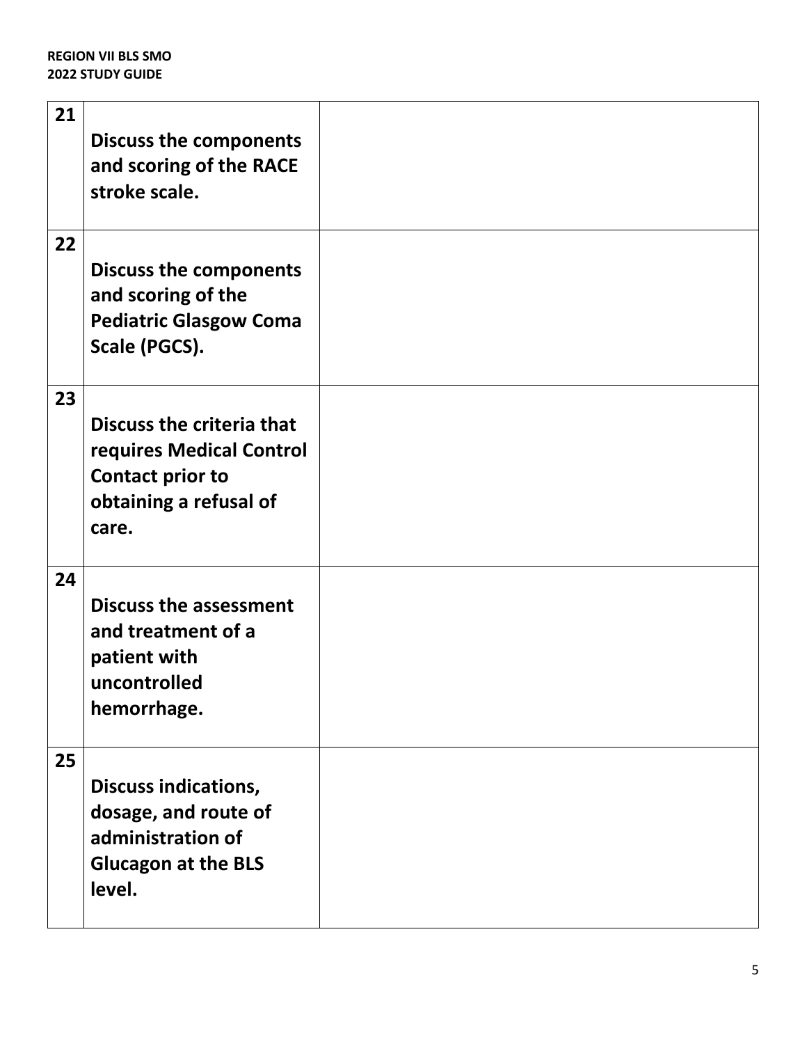| | | |
|---|---|---|
| 21 | **Discuss the components and scoring of the RACE stroke scale.** | |
| 22 | **Discuss the components and scoring of the Pediatric Glasgow Coma Scale (PGCS).** | |
| 23 | **Discuss the criteria that requires Medical Control Contact prior to obtaining a refusal of care.** | |
| 24 | **Discuss the assessment and treatment of a patient with uncontrolled hemorrhage.** | |
| 25 | **Discuss indications, dosage, and route of administration of Glucagon at the BLS level.** | |